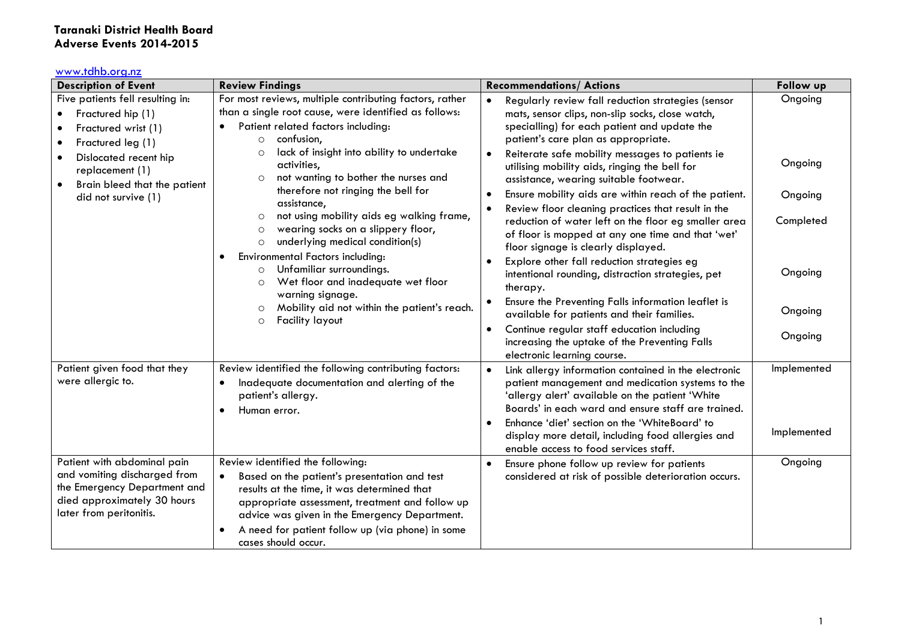**Taranaki District Health Board**
**Adverse Events 2014-2015**

www.tdhb.org.nz

| Description of Event | Review Findings | Recommendations/ Actions | Follow up |
|---|---|---|---|
| Five patients fell resulting in:<br>• Fractured hip (1)<br>• Fractured wrist (1)<br>• Fractured leg (1)<br>• Dislocated recent hip replacement (1)<br>• Brain bleed that the patient did not survive (1) | For most reviews, multiple contributing factors, rather than a single root cause, were identified as follows:<br>• Patient related factors including:<br>  ○ confusion,<br>  ○ lack of insight into ability to undertake activities,<br>  ○ not wanting to bother the nurses and therefore not ringing the bell for assistance,<br>  ○ not using mobility aids eg walking frame,<br>  ○ wearing socks on a slippery floor,<br>  ○ underlying medical condition(s)<br>• Environmental Factors including:<br>  ○ Unfamiliar surroundings.<br>  ○ Wet floor and inadequate wet floor warning signage.<br>  ○ Mobility aid not within the patient's reach.<br>  ○ Facility layout | • Regularly review fall reduction strategies (sensor mats, sensor clips, non-slip socks, close watch, specialling) for each patient and update the patient's care plan as appropriate.<br>• Reiterate safe mobility messages to patients ie utilising mobility aids, ringing the bell for assistance, wearing suitable footwear.<br>• Ensure mobility aids are within reach of the patient.<br>• Review floor cleaning practices that result in the reduction of water left on the floor eg smaller area of floor is mopped at any one time and that 'wet' floor signage is clearly displayed.<br>• Explore other fall reduction strategies eg intentional rounding, distraction strategies, pet therapy.<br>• Ensure the Preventing Falls information leaflet is available for patients and their families.<br>• Continue regular staff education including increasing the uptake of the Preventing Falls electronic learning course. | Ongoing<br><br>Ongoing<br><br>Ongoing<br><br>Completed<br><br>Ongoing<br><br>Ongoing<br><br>Ongoing |
| Patient given food that they were allergic to. | Review identified the following contributing factors:<br>• Inadequate documentation and alerting of the patient's allergy.<br>• Human error. | • Link allergy information contained in the electronic patient management and medication systems to the 'allergy alert' available on the patient 'White Boards' in each ward and ensure staff are trained.<br>• Enhance 'diet' section on the 'WhiteBoard' to display more detail, including food allergies and enable access to food services staff. | Implemented<br><br>Implemented |
| Patient with abdominal pain and vomiting discharged from the Emergency Department and died approximately 30 hours later from peritonitis. | Review identified the following:<br>• Based on the patient's presentation and test results at the time, it was determined that appropriate assessment, treatment and follow up advice was given in the Emergency Department.<br>• A need for patient follow up (via phone) in some cases should occur. | • Ensure phone follow up review for patients considered at risk of possible deterioration occurs. | Ongoing |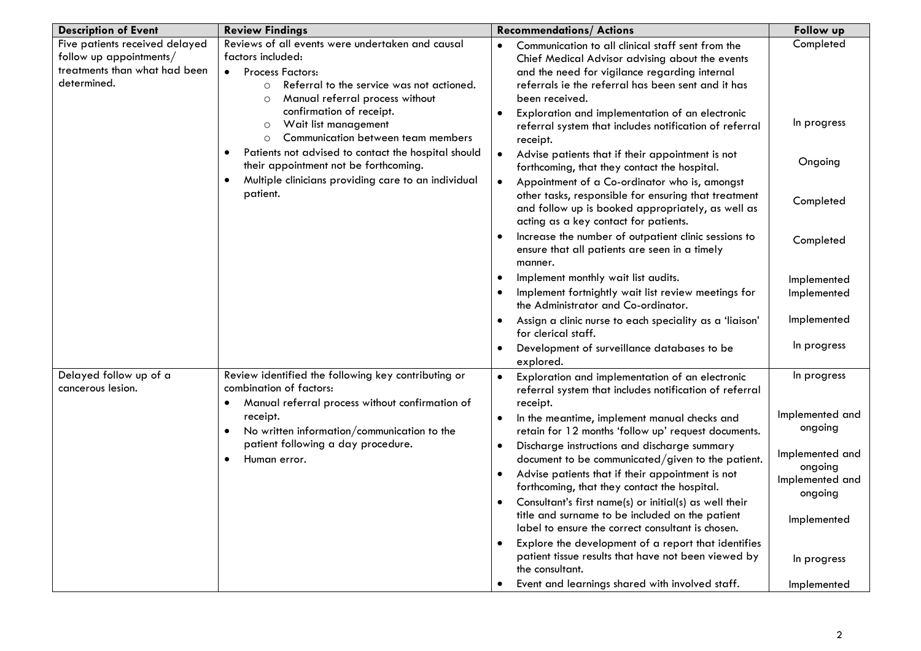| Description of Event | Review Findings | Recommendations/ Actions | Follow up |
|---|---|---|---|
| Five patients received delayed follow up appointments/ treatments than what had been determined. | Reviews of all events were undertaken and causal factors included:<br>• Process Factors:<br>  ○ Referral to the service was not actioned.<br>  ○ Manual referral process without confirmation of receipt.<br>  ○ Wait list management<br>  ○ Communication between team members<br>• Patients not advised to contact the hospital should their appointment not be forthcoming.<br>• Multiple clinicians providing care to an individual patient. | • Communication to all clinical staff sent from the Chief Medical Advisor advising about the events and the need for vigilance regarding internal referrals ie the referral has been sent and it has been received.<br>• Exploration and implementation of an electronic referral system that includes notification of referral receipt.<br>• Advise patients that if their appointment is not forthcoming, that they contact the hospital.<br>• Appointment of a Co-ordinator who is, amongst other tasks, responsible for ensuring that treatment and follow up is booked appropriately, as well as acting as a key contact for patients.<br>• Increase the number of outpatient clinic sessions to ensure that all patients are seen in a timely manner.<br>• Implement monthly wait list audits.<br>• Implement fortnightly wait list review meetings for the Administrator and Co-ordinator.<br>• Assign a clinic nurse to each speciality as a 'liaison' for clerical staff.<br>• Development of surveillance databases to be explored. | Completed<br><br>In progress<br><br>Ongoing<br><br>Completed<br><br>Completed<br><br>Implemented<br>Implemented<br><br>Implemented<br><br>In progress |
| Delayed follow up of a cancerous lesion. | Review identified the following key contributing or combination of factors:<br>• Manual referral process without confirmation of receipt.<br>• No written information/communication to the patient following a day procedure.<br>• Human error. | • Exploration and implementation of an electronic referral system that includes notification of referral receipt.<br>• In the meantime, implement manual checks and retain for 12 months 'follow up' request documents.<br>• Discharge instructions and discharge summary document to be communicated/given to the patient.<br>• Advise patients that if their appointment is not forthcoming, that they contact the hospital.<br>• Consultant's first name(s) or initial(s) as well their title and surname to be included on the patient label to ensure the correct consultant is chosen.<br>• Explore the development of a report that identifies patient tissue results that have not been viewed by the consultant.<br>• Event and learnings shared with involved staff. | In progress<br><br>Implemented and ongoing<br><br>Implemented and ongoing<br>Implemented and ongoing<br><br>Implemented<br><br>In progress<br><br>Implemented |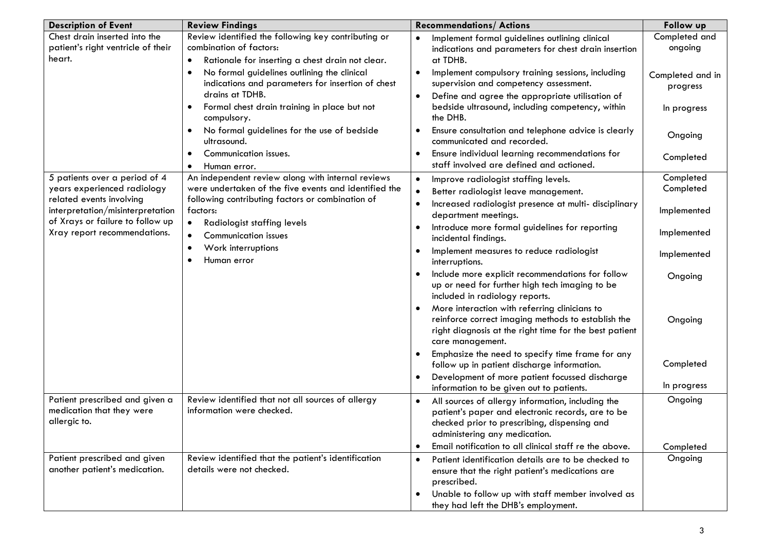| Description of Event | Review Findings | Recommendations/ Actions | Follow up |
|---|---|---|---|
| Chest drain inserted into the patient's right ventricle of their heart. | Review identified the following key contributing or combination of factors:<br>• Rationale for inserting a chest drain not clear.<br>• No formal guidelines outlining the clinical indications and parameters for insertion of chest drains at TDHB.<br>• Formal chest drain training in place but not compulsory.<br>• No formal guidelines for the use of bedside ultrasound.<br>• Communication issues.<br>• Human error. | • Implement formal guidelines outlining clinical indications and parameters for chest drain insertion at TDHB.<br>• Implement compulsory training sessions, including supervision and competency assessment.<br>• Define and agree the appropriate utilisation of bedside ultrasound, including competency, within the DHB.<br>• Ensure consultation and telephone advice is clearly communicated and recorded.<br>• Ensure individual learning recommendations for staff involved are defined and actioned. | Completed and ongoing<br>Completed and in progress<br>In progress<br>Ongoing<br>Completed |
| 5 patients over a period of 4 years experienced radiology related events involving interpretation/misinterpretation of Xrays or failure to follow up Xray report recommendations. | An independent review along with internal reviews were undertaken of the five events and identified the following contributing factors or combination of factors:<br>• Radiologist staffing levels<br>• Communication issues<br>• Work interruptions<br>• Human error | • Improve radiologist staffing levels.<br>• Better radiologist leave management.<br>• Increased radiologist presence at multi- disciplinary department meetings.<br>• Introduce more formal guidelines for reporting incidental findings.<br>• Implement measures to reduce radiologist interruptions.<br>• Include more explicit recommendations for follow up or need for further high tech imaging to be included in radiology reports.<br>• More interaction with referring clinicians to reinforce correct imaging methods to establish the right diagnosis at the right time for the best patient care management.<br>• Emphasize the need to specify time frame for any follow up in patient discharge information.<br>• Development of more patient focussed discharge information to be given out to patients. | Completed<br>Completed<br>Implemented<br>Implemented<br>Implemented<br>Ongoing<br>Ongoing<br>Completed<br>In progress |
| Patient prescribed and given a medication that they were allergic to. | Review identified that not all sources of allergy information were checked. | • All sources of allergy information, including the patient's paper and electronic records, are to be checked prior to prescribing, dispensing and administering any medication.<br>• Email notification to all clinical staff re the above. | Ongoing<br>Completed |
| Patient prescribed and given another patient's medication. | Review identified that the patient's identification details were not checked. | • Patient identification details are to be checked to ensure that the right patient's medications are prescribed.<br>• Unable to follow up with staff member involved as they had left the DHB's employment. | Ongoing |